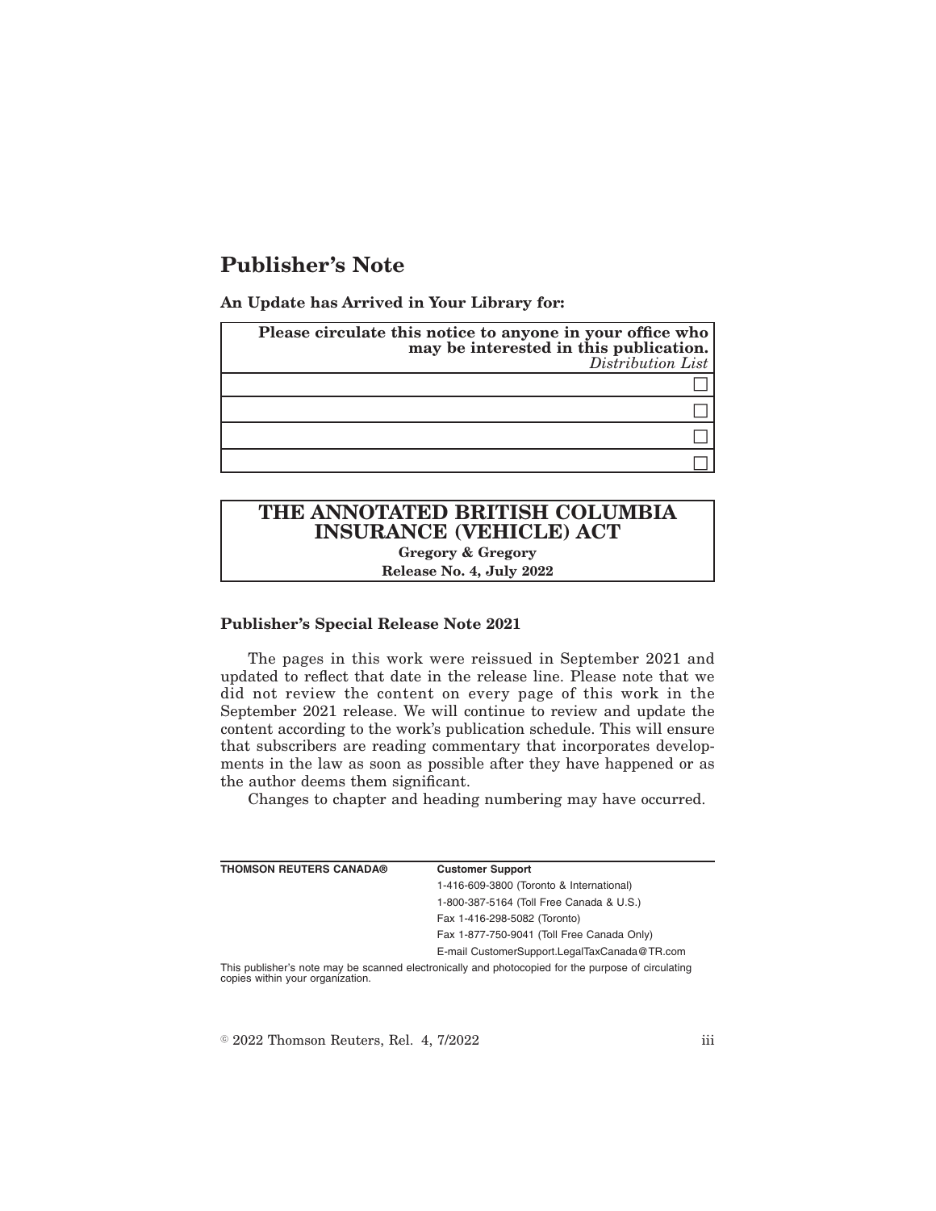# Publisher's Note

**An Update has Arrived in Your Library for:**

| **Please circulate this notice to anyone in your office who may be interested in this publication.** *Distribution List* |
| --- |
| ☐ |
| ☐ |
| ☐ |
| ☐ |

## THE ANNOTATED BRITISH COLUMBIA INSURANCE (VEHICLE) ACT

**Gregory & Gregory**

**Release No. 4, July 2022**

### Publisher's Special Release Note 2021

The pages in this work were reissued in September 2021 and updated to reflect that date in the release line. Please note that we did not review the content on every page of this work in the September 2021 release. We will continue to review and update the content according to the work's publication schedule. This will ensure that subscribers are reading commentary that incorporates developments in the law as soon as possible after they have happened or as the author deems them significant.

Changes to chapter and heading numbering may have occurred.

| **THOMSON REUTERS CANADA®** | **Customer Support** |
| --- | --- |
| | 1-416-609-3800 (Toronto & International) |
| | 1-800-387-5164 (Toll Free Canada & U.S.) |
| | Fax 1-416-298-5082 (Toronto) |
| | Fax 1-877-750-9041 (Toll Free Canada Only) |
| | E-mail CustomerSupport.LegalTaxCanada@TR.com |

This publisher's note may be scanned electronically and photocopied for the purpose of circulating copies within your organization.

© 2022 Thomson Reuters, Rel. 4, 7/2022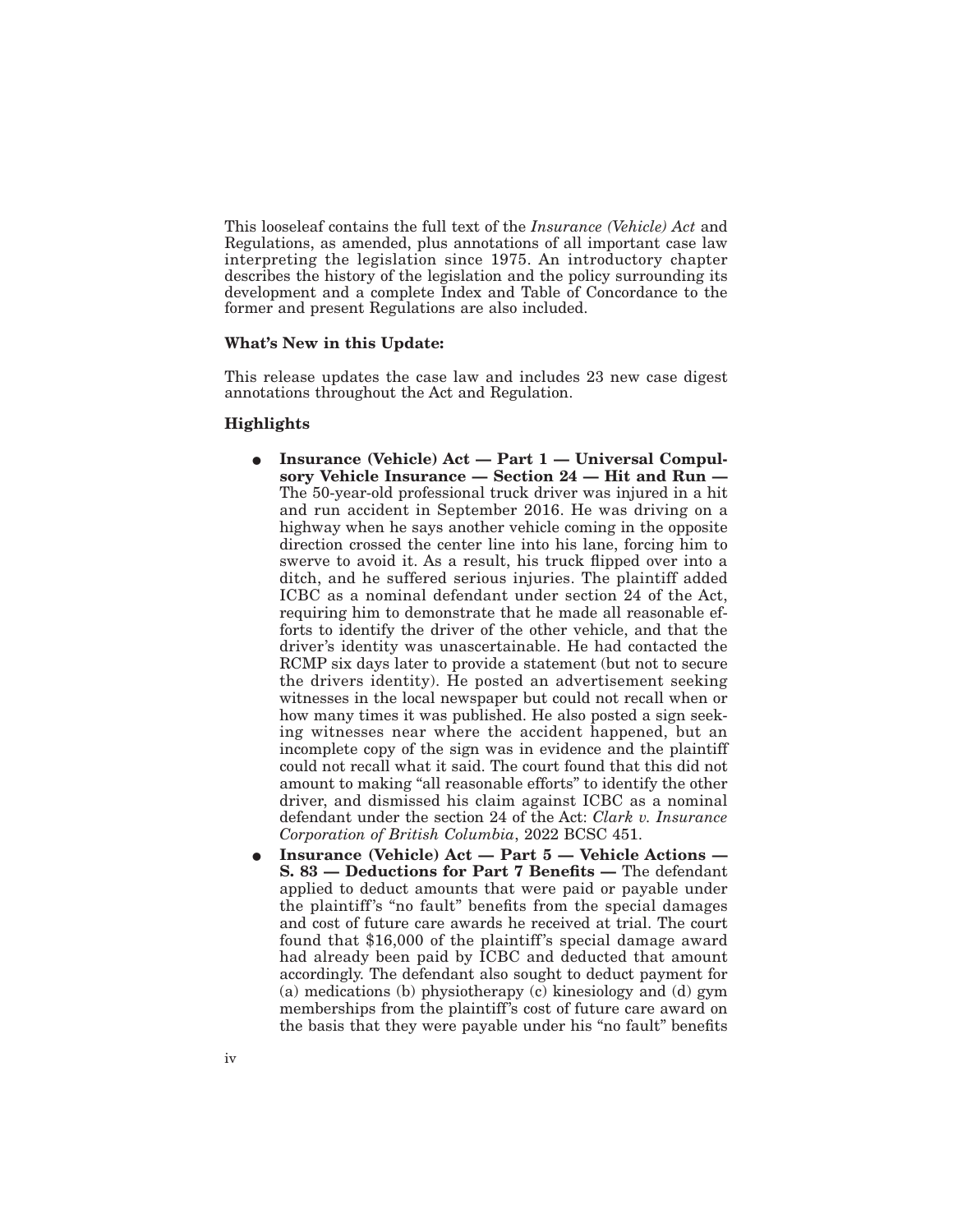This looseleaf contains the full text of the *Insurance (Vehicle) Act* and Regulations, as amended, plus annotations of all important case law interpreting the legislation since 1975. An introductory chapter describes the history of the legislation and the policy surrounding its development and a complete Index and Table of Concordance to the former and present Regulations are also included.

**What's New in this Update:**

This release updates the case law and includes 23 new case digest annotations throughout the Act and Regulation.

**Highlights**

- **Insurance (Vehicle) Act — Part 1 — Universal Compulsory Vehicle Insurance — Section 24 — Hit and Run —** The 50-year-old professional truck driver was injured in a hit and run accident in September 2016. He was driving on a highway when he says another vehicle coming in the opposite direction crossed the center line into his lane, forcing him to swerve to avoid it. As a result, his truck flipped over into a ditch, and he suffered serious injuries. The plaintiff added ICBC as a nominal defendant under section 24 of the Act, requiring him to demonstrate that he made all reasonable efforts to identify the driver of the other vehicle, and that the driver's identity was unascertainable. He had contacted the RCMP six days later to provide a statement (but not to secure the drivers identity). He posted an advertisement seeking witnesses in the local newspaper but could not recall when or how many times it was published. He also posted a sign seeking witnesses near where the accident happened, but an incomplete copy of the sign was in evidence and the plaintiff could not recall what it said. The court found that this did not amount to making "all reasonable efforts" to identify the other driver, and dismissed his claim against ICBC as a nominal defendant under the section 24 of the Act: *Clark v. Insurance Corporation of British Columbia*, 2022 BCSC 451.
- **Insurance (Vehicle) Act — Part 5 — Vehicle Actions — S. 83 — Deductions for Part 7 Benefits —** The defendant applied to deduct amounts that were paid or payable under the plaintiff's "no fault" benefits from the special damages and cost of future care awards he received at trial. The court found that $16,000 of the plaintiff's special damage award had already been paid by ICBC and deducted that amount accordingly. The defendant also sought to deduct payment for (a) medications (b) physiotherapy (c) kinesiology and (d) gym memberships from the plaintiff's cost of future care award on the basis that they were payable under his "no fault" benefits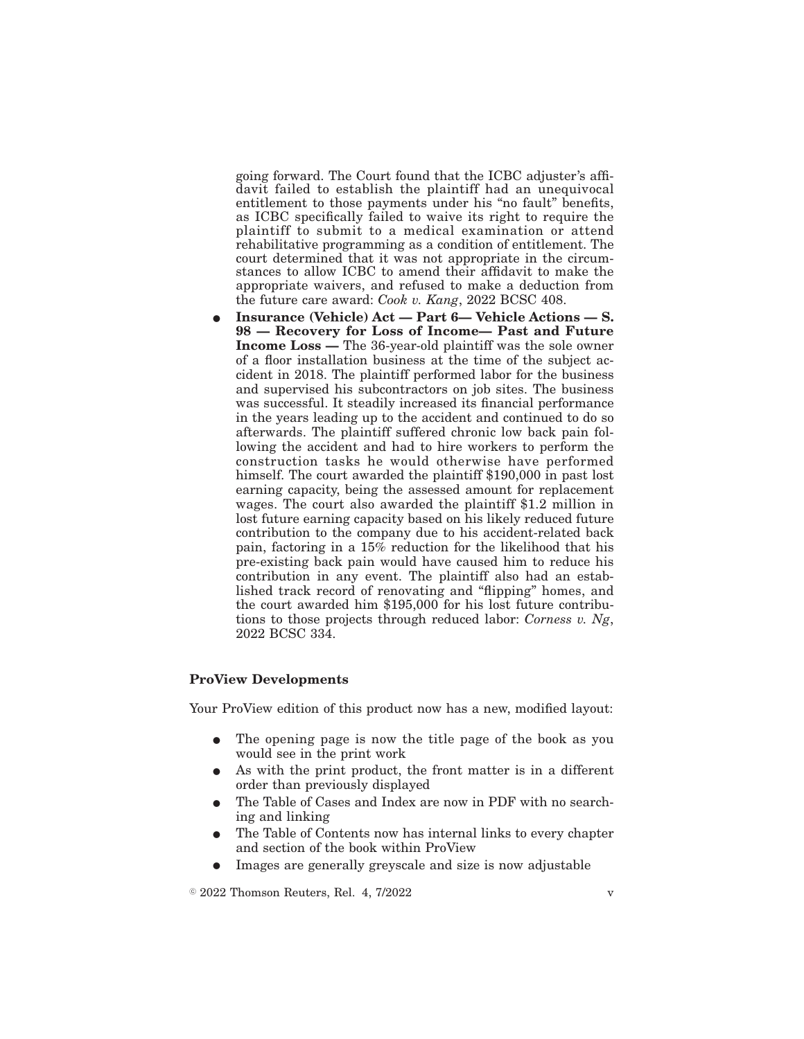going forward. The Court found that the ICBC adjuster's affidavit failed to establish the plaintiff had an unequivocal entitlement to those payments under his "no fault" benefits, as ICBC specifically failed to waive its right to require the plaintiff to submit to a medical examination or attend rehabilitative programming as a condition of entitlement. The court determined that it was not appropriate in the circumstances to allow ICBC to amend their affidavit to make the appropriate waivers, and refused to make a deduction from the future care award: *Cook v. Kang*, 2022 BCSC 408.

- **Insurance (Vehicle) Act — Part 6— Vehicle Actions — S. 98 — Recovery for Loss of Income— Past and Future Income Loss —** The 36-year-old plaintiff was the sole owner of a floor installation business at the time of the subject accident in 2018. The plaintiff performed labor for the business and supervised his subcontractors on job sites. The business was successful. It steadily increased its financial performance in the years leading up to the accident and continued to do so afterwards. The plaintiff suffered chronic low back pain following the accident and had to hire workers to perform the construction tasks he would otherwise have performed himself. The court awarded the plaintiff $190,000 in past lost earning capacity, being the assessed amount for replacement wages. The court also awarded the plaintiff $1.2 million in lost future earning capacity based on his likely reduced future contribution to the company due to his accident-related back pain, factoring in a 15% reduction for the likelihood that his pre-existing back pain would have caused him to reduce his contribution in any event. The plaintiff also had an established track record of renovating and "flipping" homes, and the court awarded him $195,000 for his lost future contributions to those projects through reduced labor: *Corness v. Ng*, 2022 BCSC 334.

### ProView Developments

Your ProView edition of this product now has a new, modified layout:

- The opening page is now the title page of the book as you would see in the print work
- As with the print product, the front matter is in a different order than previously displayed
- The Table of Cases and Index are now in PDF with no searching and linking
- The Table of Contents now has internal links to every chapter and section of the book within ProView
- Images are generally greyscale and size is now adjustable

© 2022 Thomson Reuters, Rel. 4, 7/2022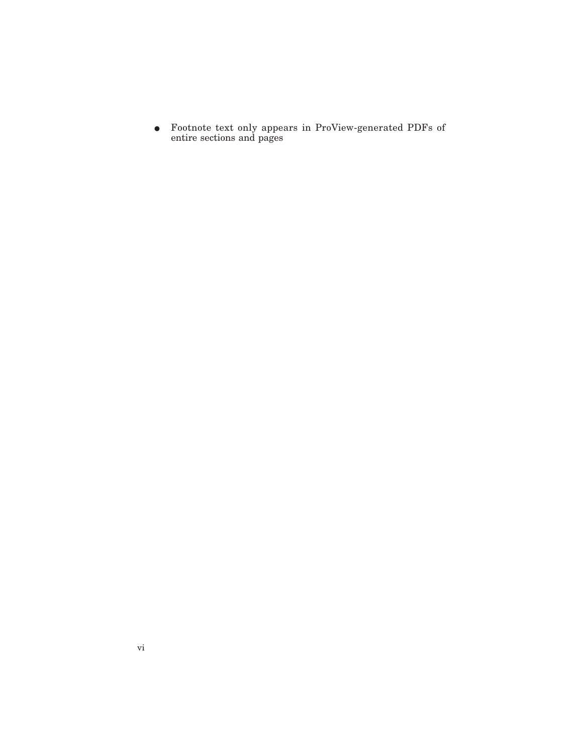- Footnote text only appears in ProView-generated PDFs of entire sections and pages